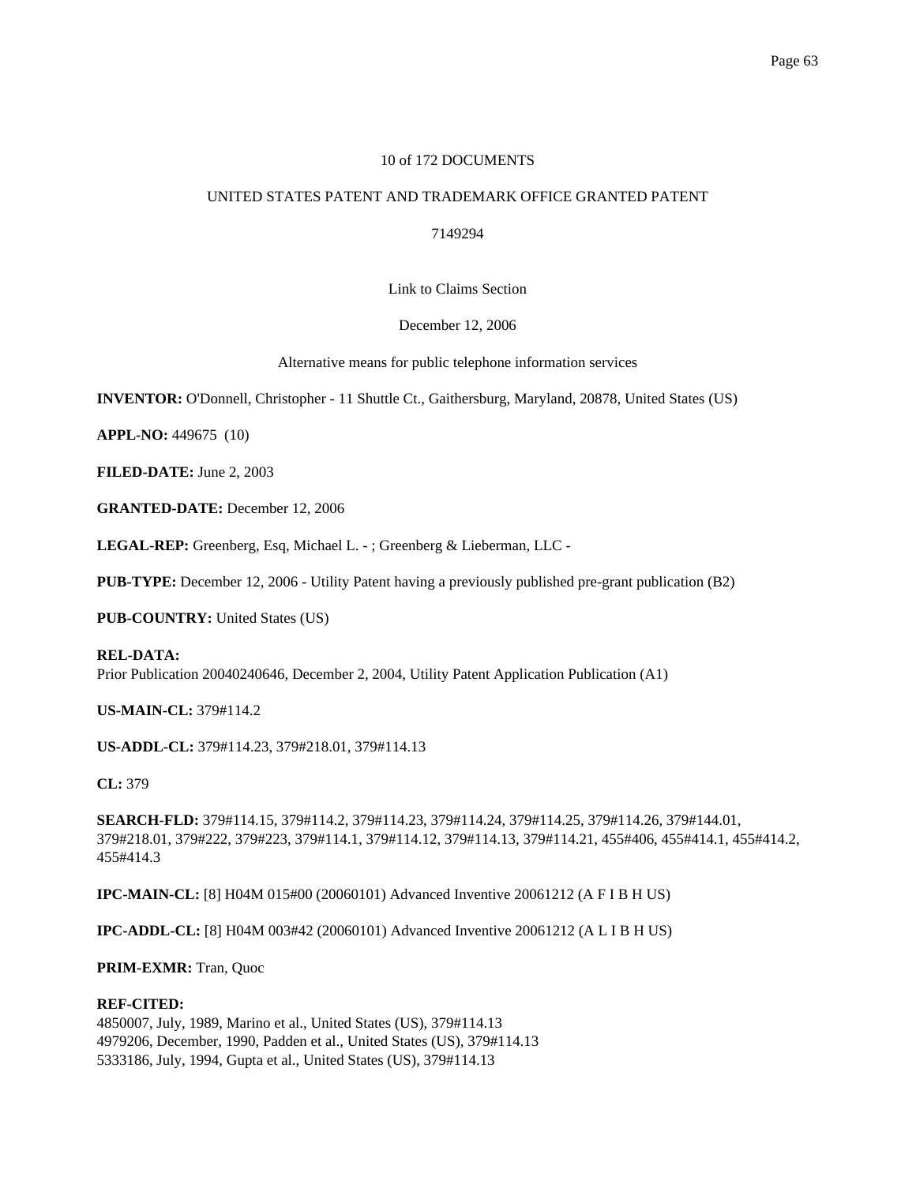10 of 172 DOCUMENTS

UNITED STATES PATENT AND TRADEMARK OFFICE GRANTED PATENT

7149294

Link to Claims Section

December 12, 2006

Alternative means for public telephone information services

**INVENTOR:** O'Donnell, Christopher - 11 Shuttle Ct., Gaithersburg, Maryland, 20878, United States (US)

**APPL-NO:** 449675 (10)

**FILED-DATE:** June 2, 2003

**GRANTED-DATE:** December 12, 2006

**LEGAL-REP:** Greenberg, Esq, Michael L. - ; Greenberg & Lieberman, LLC -

**PUB-TYPE:** December 12, 2006 - Utility Patent having a previously published pre-grant publication (B2)

**PUB-COUNTRY:** United States (US)

**REL-DATA:**
Prior Publication 20040240646, December 2, 2004, Utility Patent Application Publication (A1)

**US-MAIN-CL:** 379#114.2

**US-ADDL-CL:** 379#114.23, 379#218.01, 379#114.13

**CL:** 379

**SEARCH-FLD:** 379#114.15, 379#114.2, 379#114.23, 379#114.24, 379#114.25, 379#114.26, 379#144.01, 379#218.01, 379#222, 379#223, 379#114.1, 379#114.12, 379#114.13, 379#114.21, 455#406, 455#414.1, 455#414.2, 455#414.3

**IPC-MAIN-CL:** [8] H04M 015#00 (20060101) Advanced Inventive 20061212 (A F I B H US)

**IPC-ADDL-CL:** [8] H04M 003#42 (20060101) Advanced Inventive 20061212 (A L I B H US)

**PRIM-EXMR:** Tran, Quoc

**REF-CITED:**
4850007, July, 1989, Marino et al., United States (US), 379#114.13
4979206, December, 1990, Padden et al., United States (US), 379#114.13
5333186, July, 1994, Gupta et al., United States (US), 379#114.13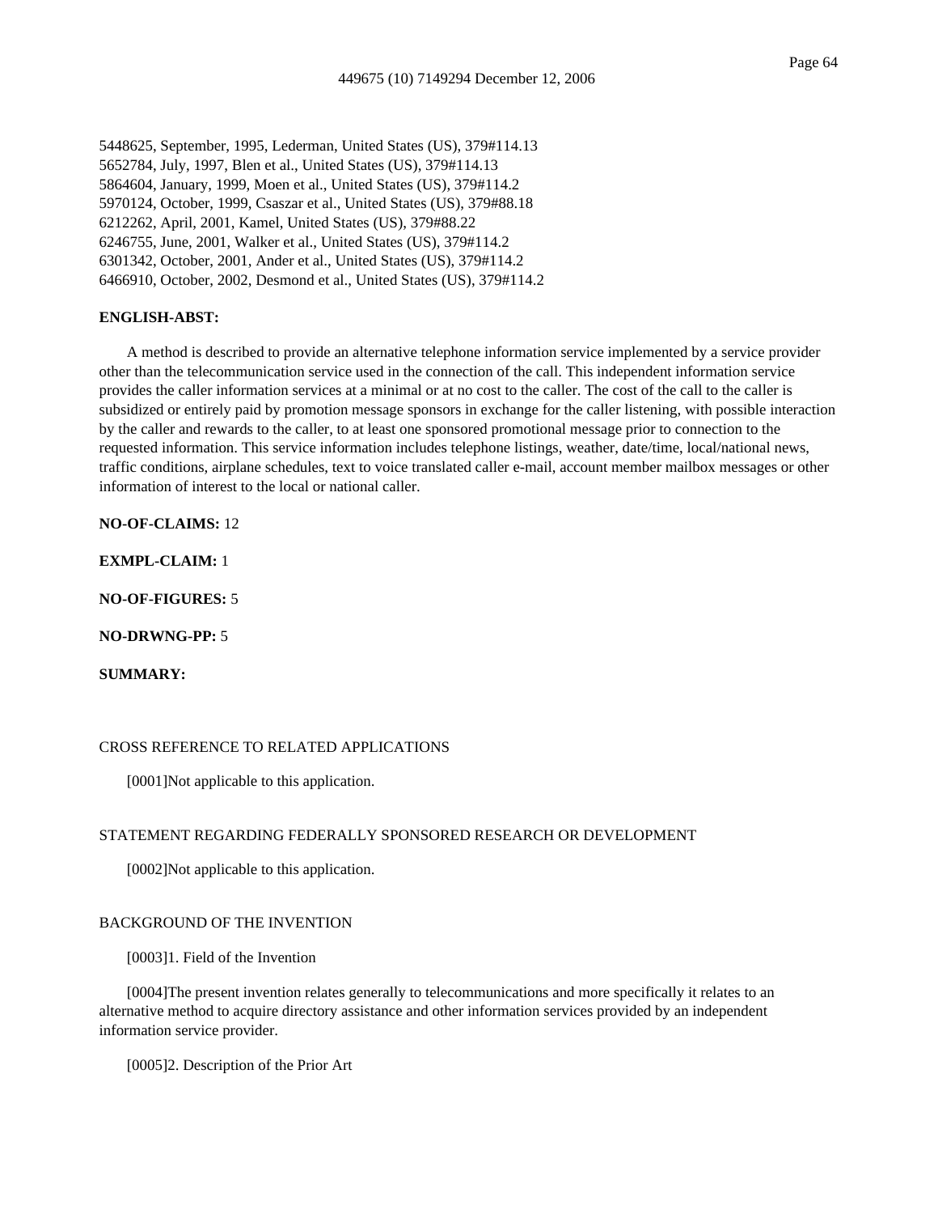5448625, September, 1995, Lederman, United States (US), 379#114.13
5652784, July, 1997, Blen et al., United States (US), 379#114.13
5864604, January, 1999, Moen et al., United States (US), 379#114.2
5970124, October, 1999, Csaszar et al., United States (US), 379#88.18
6212262, April, 2001, Kamel, United States (US), 379#88.22
6246755, June, 2001, Walker et al., United States (US), 379#114.2
6301342, October, 2001, Ander et al., United States (US), 379#114.2
6466910, October, 2002, Desmond et al., United States (US), 379#114.2

**ENGLISH-ABST:**

A method is described to provide an alternative telephone information service implemented by a service provider other than the telecommunication service used in the connection of the call. This independent information service provides the caller information services at a minimal or at no cost to the caller. The cost of the call to the caller is subsidized or entirely paid by promotion message sponsors in exchange for the caller listening, with possible interaction by the caller and rewards to the caller, to at least one sponsored promotional message prior to connection to the requested information. This service information includes telephone listings, weather, date/time, local/national news, traffic conditions, airplane schedules, text to voice translated caller e-mail, account member mailbox messages or other information of interest to the local or national caller.

**NO-OF-CLAIMS:** 12

**EXMPL-CLAIM:** 1

**NO-OF-FIGURES:** 5

**NO-DRWNG-PP:** 5

**SUMMARY:**

CROSS REFERENCE TO RELATED APPLICATIONS

[0001]Not applicable to this application.

STATEMENT REGARDING FEDERALLY SPONSORED RESEARCH OR DEVELOPMENT

[0002]Not applicable to this application.

BACKGROUND OF THE INVENTION

[0003]1. Field of the Invention

[0004]The present invention relates generally to telecommunications and more specifically it relates to an alternative method to acquire directory assistance and other information services provided by an independent information service provider.

[0005]2. Description of the Prior Art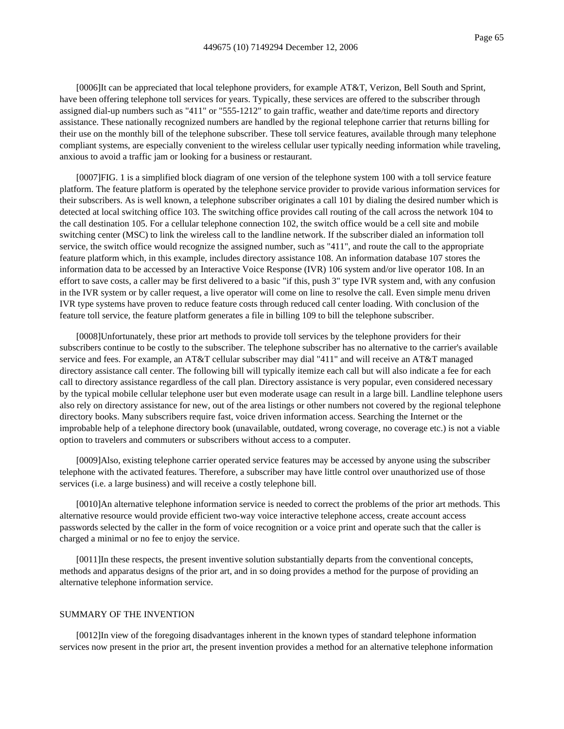[0006]It can be appreciated that local telephone providers, for example AT&T, Verizon, Bell South and Sprint, have been offering telephone toll services for years. Typically, these services are offered to the subscriber through assigned dial-up numbers such as "411" or "555-1212" to gain traffic, weather and date/time reports and directory assistance. These nationally recognized numbers are handled by the regional telephone carrier that returns billing for their use on the monthly bill of the telephone subscriber. These toll service features, available through many telephone compliant systems, are especially convenient to the wireless cellular user typically needing information while traveling, anxious to avoid a traffic jam or looking for a business or restaurant.

[0007]FIG. 1 is a simplified block diagram of one version of the telephone system 100 with a toll service feature platform. The feature platform is operated by the telephone service provider to provide various information services for their subscribers. As is well known, a telephone subscriber originates a call 101 by dialing the desired number which is detected at local switching office 103. The switching office provides call routing of the call across the network 104 to the call destination 105. For a cellular telephone connection 102, the switch office would be a cell site and mobile switching center (MSC) to link the wireless call to the landline network. If the subscriber dialed an information toll service, the switch office would recognize the assigned number, such as "411", and route the call to the appropriate feature platform which, in this example, includes directory assistance 108. An information database 107 stores the information data to be accessed by an Interactive Voice Response (IVR) 106 system and/or live operator 108. In an effort to save costs, a caller may be first delivered to a basic "if this, push 3" type IVR system and, with any confusion in the IVR system or by caller request, a live operator will come on line to resolve the call. Even simple menu driven IVR type systems have proven to reduce feature costs through reduced call center loading. With conclusion of the feature toll service, the feature platform generates a file in billing 109 to bill the telephone subscriber.

[0008]Unfortunately, these prior art methods to provide toll services by the telephone providers for their subscribers continue to be costly to the subscriber. The telephone subscriber has no alternative to the carrier's available service and fees. For example, an AT&T cellular subscriber may dial "411" and will receive an AT&T managed directory assistance call center. The following bill will typically itemize each call but will also indicate a fee for each call to directory assistance regardless of the call plan. Directory assistance is very popular, even considered necessary by the typical mobile cellular telephone user but even moderate usage can result in a large bill. Landline telephone users also rely on directory assistance for new, out of the area listings or other numbers not covered by the regional telephone directory books. Many subscribers require fast, voice driven information access. Searching the Internet or the improbable help of a telephone directory book (unavailable, outdated, wrong coverage, no coverage etc.) is not a viable option to travelers and commuters or subscribers without access to a computer.

[0009]Also, existing telephone carrier operated service features may be accessed by anyone using the subscriber telephone with the activated features. Therefore, a subscriber may have little control over unauthorized use of those services (i.e. a large business) and will receive a costly telephone bill.

[0010]An alternative telephone information service is needed to correct the problems of the prior art methods. This alternative resource would provide efficient two-way voice interactive telephone access, create account access passwords selected by the caller in the form of voice recognition or a voice print and operate such that the caller is charged a minimal or no fee to enjoy the service.

[0011]In these respects, the present inventive solution substantially departs from the conventional concepts, methods and apparatus designs of the prior art, and in so doing provides a method for the purpose of providing an alternative telephone information service.

## SUMMARY OF THE INVENTION

[0012]In view of the foregoing disadvantages inherent in the known types of standard telephone information services now present in the prior art, the present invention provides a method for an alternative telephone information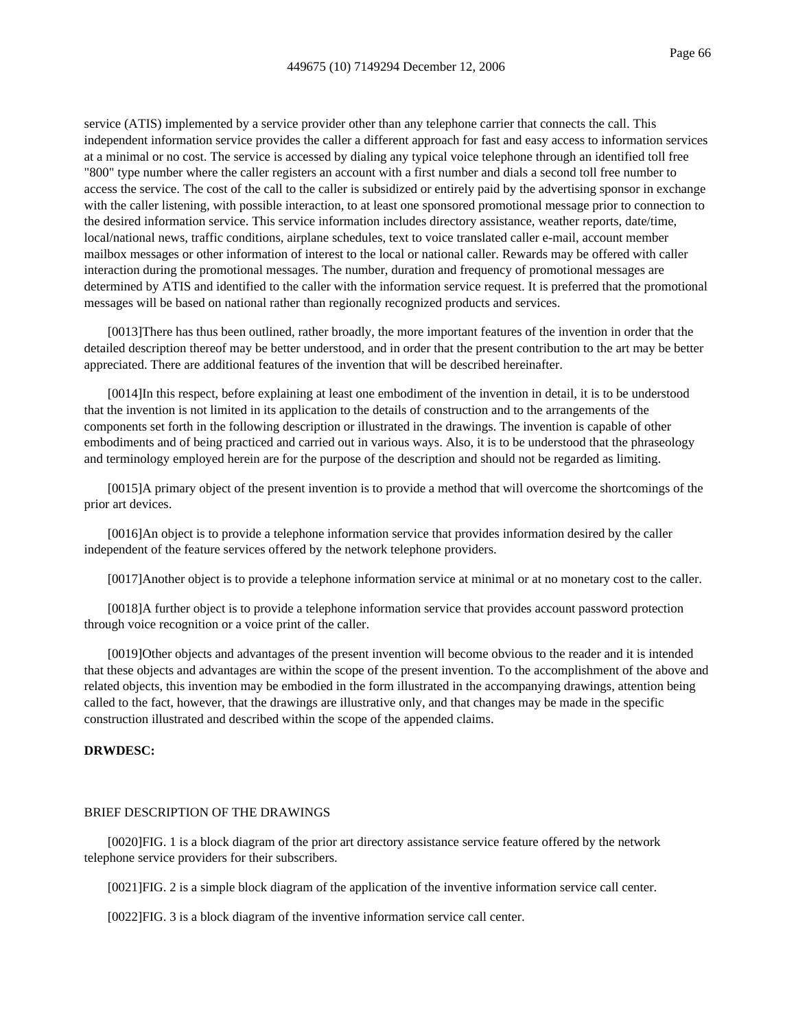service (ATIS) implemented by a service provider other than any telephone carrier that connects the call. This independent information service provides the caller a different approach for fast and easy access to information services at a minimal or no cost. The service is accessed by dialing any typical voice telephone through an identified toll free "800" type number where the caller registers an account with a first number and dials a second toll free number to access the service. The cost of the call to the caller is subsidized or entirely paid by the advertising sponsor in exchange with the caller listening, with possible interaction, to at least one sponsored promotional message prior to connection to the desired information service. This service information includes directory assistance, weather reports, date/time, local/national news, traffic conditions, airplane schedules, text to voice translated caller e-mail, account member mailbox messages or other information of interest to the local or national caller. Rewards may be offered with caller interaction during the promotional messages. The number, duration and frequency of promotional messages are determined by ATIS and identified to the caller with the information service request. It is preferred that the promotional messages will be based on national rather than regionally recognized products and services.

[0013]There has thus been outlined, rather broadly, the more important features of the invention in order that the detailed description thereof may be better understood, and in order that the present contribution to the art may be better appreciated. There are additional features of the invention that will be described hereinafter.

[0014]In this respect, before explaining at least one embodiment of the invention in detail, it is to be understood that the invention is not limited in its application to the details of construction and to the arrangements of the components set forth in the following description or illustrated in the drawings. The invention is capable of other embodiments and of being practiced and carried out in various ways. Also, it is to be understood that the phraseology and terminology employed herein are for the purpose of the description and should not be regarded as limiting.

[0015]A primary object of the present invention is to provide a method that will overcome the shortcomings of the prior art devices.

[0016]An object is to provide a telephone information service that provides information desired by the caller independent of the feature services offered by the network telephone providers.

[0017]Another object is to provide a telephone information service at minimal or at no monetary cost to the caller.

[0018]A further object is to provide a telephone information service that provides account password protection through voice recognition or a voice print of the caller.

[0019]Other objects and advantages of the present invention will become obvious to the reader and it is intended that these objects and advantages are within the scope of the present invention. To the accomplishment of the above and related objects, this invention may be embodied in the form illustrated in the accompanying drawings, attention being called to the fact, however, that the drawings are illustrative only, and that changes may be made in the specific construction illustrated and described within the scope of the appended claims.

**DRWDESC:**

BRIEF DESCRIPTION OF THE DRAWINGS

[0020]FIG. 1 is a block diagram of the prior art directory assistance service feature offered by the network telephone service providers for their subscribers.

[0021]FIG. 2 is a simple block diagram of the application of the inventive information service call center.

[0022]FIG. 3 is a block diagram of the inventive information service call center.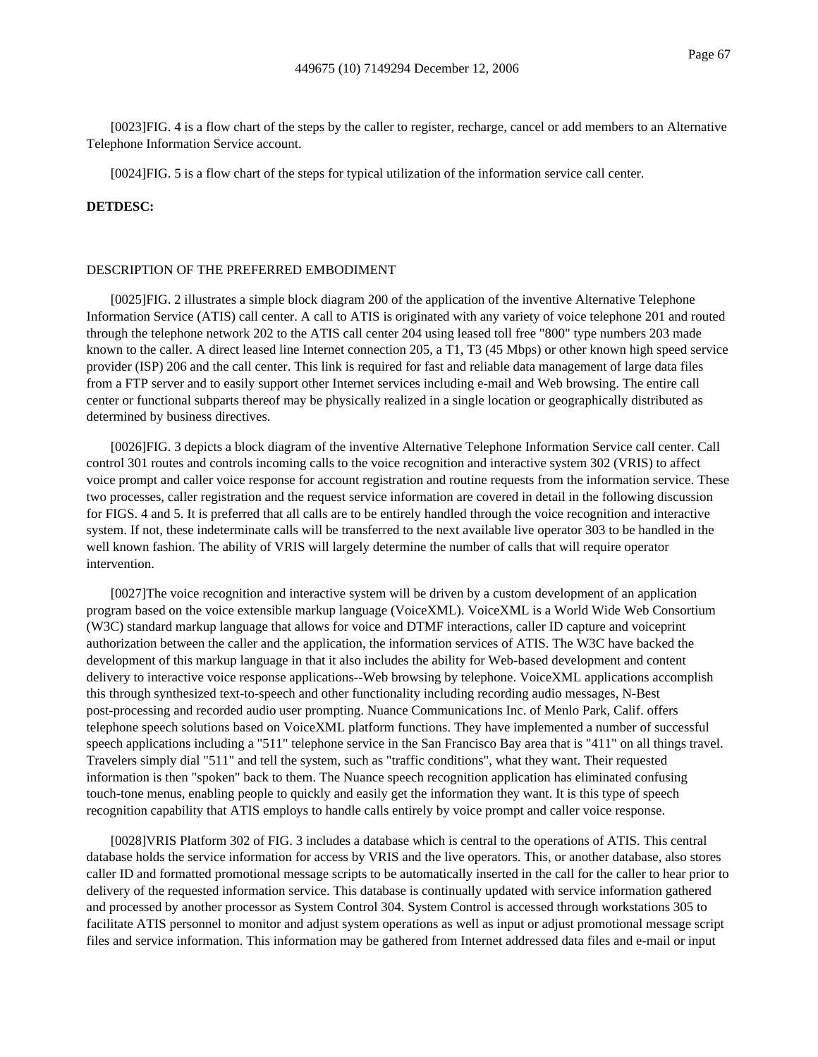[0023]FIG. 4 is a flow chart of the steps by the caller to register, recharge, cancel or add members to an Alternative Telephone Information Service account.

[0024]FIG. 5 is a flow chart of the steps for typical utilization of the information service call center.

**DETDESC:**

DESCRIPTION OF THE PREFERRED EMBODIMENT

[0025]FIG. 2 illustrates a simple block diagram 200 of the application of the inventive Alternative Telephone Information Service (ATIS) call center. A call to ATIS is originated with any variety of voice telephone 201 and routed through the telephone network 202 to the ATIS call center 204 using leased toll free "800" type numbers 203 made known to the caller. A direct leased line Internet connection 205, a T1, T3 (45 Mbps) or other known high speed service provider (ISP) 206 and the call center. This link is required for fast and reliable data management of large data files from a FTP server and to easily support other Internet services including e-mail and Web browsing. The entire call center or functional subparts thereof may be physically realized in a single location or geographically distributed as determined by business directives.

[0026]FIG. 3 depicts a block diagram of the inventive Alternative Telephone Information Service call center. Call control 301 routes and controls incoming calls to the voice recognition and interactive system 302 (VRIS) to affect voice prompt and caller voice response for account registration and routine requests from the information service. These two processes, caller registration and the request service information are covered in detail in the following discussion for FIGS. 4 and 5. It is preferred that all calls are to be entirely handled through the voice recognition and interactive system. If not, these indeterminate calls will be transferred to the next available live operator 303 to be handled in the well known fashion. The ability of VRIS will largely determine the number of calls that will require operator intervention.

[0027]The voice recognition and interactive system will be driven by a custom development of an application program based on the voice extensible markup language (VoiceXML). VoiceXML is a World Wide Web Consortium (W3C) standard markup language that allows for voice and DTMF interactions, caller ID capture and voiceprint authorization between the caller and the application, the information services of ATIS. The W3C have backed the development of this markup language in that it also includes the ability for Web-based development and content delivery to interactive voice response applications--Web browsing by telephone. VoiceXML applications accomplish this through synthesized text-to-speech and other functionality including recording audio messages, N-Best post-processing and recorded audio user prompting. Nuance Communications Inc. of Menlo Park, Calif. offers telephone speech solutions based on VoiceXML platform functions. They have implemented a number of successful speech applications including a "511" telephone service in the San Francisco Bay area that is "411" on all things travel. Travelers simply dial "511" and tell the system, such as "traffic conditions", what they want. Their requested information is then "spoken" back to them. The Nuance speech recognition application has eliminated confusing touch-tone menus, enabling people to quickly and easily get the information they want. It is this type of speech recognition capability that ATIS employs to handle calls entirely by voice prompt and caller voice response.

[0028]VRIS Platform 302 of FIG. 3 includes a database which is central to the operations of ATIS. This central database holds the service information for access by VRIS and the live operators. This, or another database, also stores caller ID and formatted promotional message scripts to be automatically inserted in the call for the caller to hear prior to delivery of the requested information service. This database is continually updated with service information gathered and processed by another processor as System Control 304. System Control is accessed through workstations 305 to facilitate ATIS personnel to monitor and adjust system operations as well as input or adjust promotional message script files and service information. This information may be gathered from Internet addressed data files and e-mail or input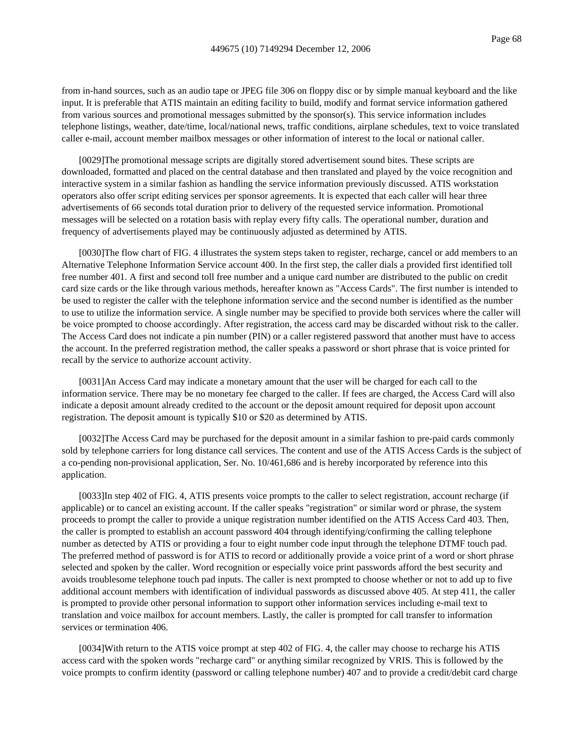from in-hand sources, such as an audio tape or JPEG file 306 on floppy disc or by simple manual keyboard and the like input. It is preferable that ATIS maintain an editing facility to build, modify and format service information gathered from various sources and promotional messages submitted by the sponsor(s). This service information includes telephone listings, weather, date/time, local/national news, traffic conditions, airplane schedules, text to voice translated caller e-mail, account member mailbox messages or other information of interest to the local or national caller.

[0029]The promotional message scripts are digitally stored advertisement sound bites. These scripts are downloaded, formatted and placed on the central database and then translated and played by the voice recognition and interactive system in a similar fashion as handling the service information previously discussed. ATIS workstation operators also offer script editing services per sponsor agreements. It is expected that each caller will hear three advertisements of 66 seconds total duration prior to delivery of the requested service information. Promotional messages will be selected on a rotation basis with replay every fifty calls. The operational number, duration and frequency of advertisements played may be continuously adjusted as determined by ATIS.

[0030]The flow chart of FIG. 4 illustrates the system steps taken to register, recharge, cancel or add members to an Alternative Telephone Information Service account 400. In the first step, the caller dials a provided first identified toll free number 401. A first and second toll free number and a unique card number are distributed to the public on credit card size cards or the like through various methods, hereafter known as "Access Cards". The first number is intended to be used to register the caller with the telephone information service and the second number is identified as the number to use to utilize the information service. A single number may be specified to provide both services where the caller will be voice prompted to choose accordingly. After registration, the access card may be discarded without risk to the caller. The Access Card does not indicate a pin number (PIN) or a caller registered password that another must have to access the account. In the preferred registration method, the caller speaks a password or short phrase that is voice printed for recall by the service to authorize account activity.

[0031]An Access Card may indicate a monetary amount that the user will be charged for each call to the information service. There may be no monetary fee charged to the caller. If fees are charged, the Access Card will also indicate a deposit amount already credited to the account or the deposit amount required for deposit upon account registration. The deposit amount is typically $10 or $20 as determined by ATIS.

[0032]The Access Card may be purchased for the deposit amount in a similar fashion to pre-paid cards commonly sold by telephone carriers for long distance call services. The content and use of the ATIS Access Cards is the subject of a co-pending non-provisional application, Ser. No. 10/461,686 and is hereby incorporated by reference into this application.

[0033]In step 402 of FIG. 4, ATIS presents voice prompts to the caller to select registration, account recharge (if applicable) or to cancel an existing account. If the caller speaks "registration" or similar word or phrase, the system proceeds to prompt the caller to provide a unique registration number identified on the ATIS Access Card 403. Then, the caller is prompted to establish an account password 404 through identifying/confirming the calling telephone number as detected by ATIS or providing a four to eight number code input through the telephone DTMF touch pad. The preferred method of password is for ATIS to record or additionally provide a voice print of a word or short phrase selected and spoken by the caller. Word recognition or especially voice print passwords afford the best security and avoids troublesome telephone touch pad inputs. The caller is next prompted to choose whether or not to add up to five additional account members with identification of individual passwords as discussed above 405. At step 411, the caller is prompted to provide other personal information to support other information services including e-mail text to translation and voice mailbox for account members. Lastly, the caller is prompted for call transfer to information services or termination 406.

[0034]With return to the ATIS voice prompt at step 402 of FIG. 4, the caller may choose to recharge his ATIS access card with the spoken words "recharge card" or anything similar recognized by VRIS. This is followed by the voice prompts to confirm identity (password or calling telephone number) 407 and to provide a credit/debit card charge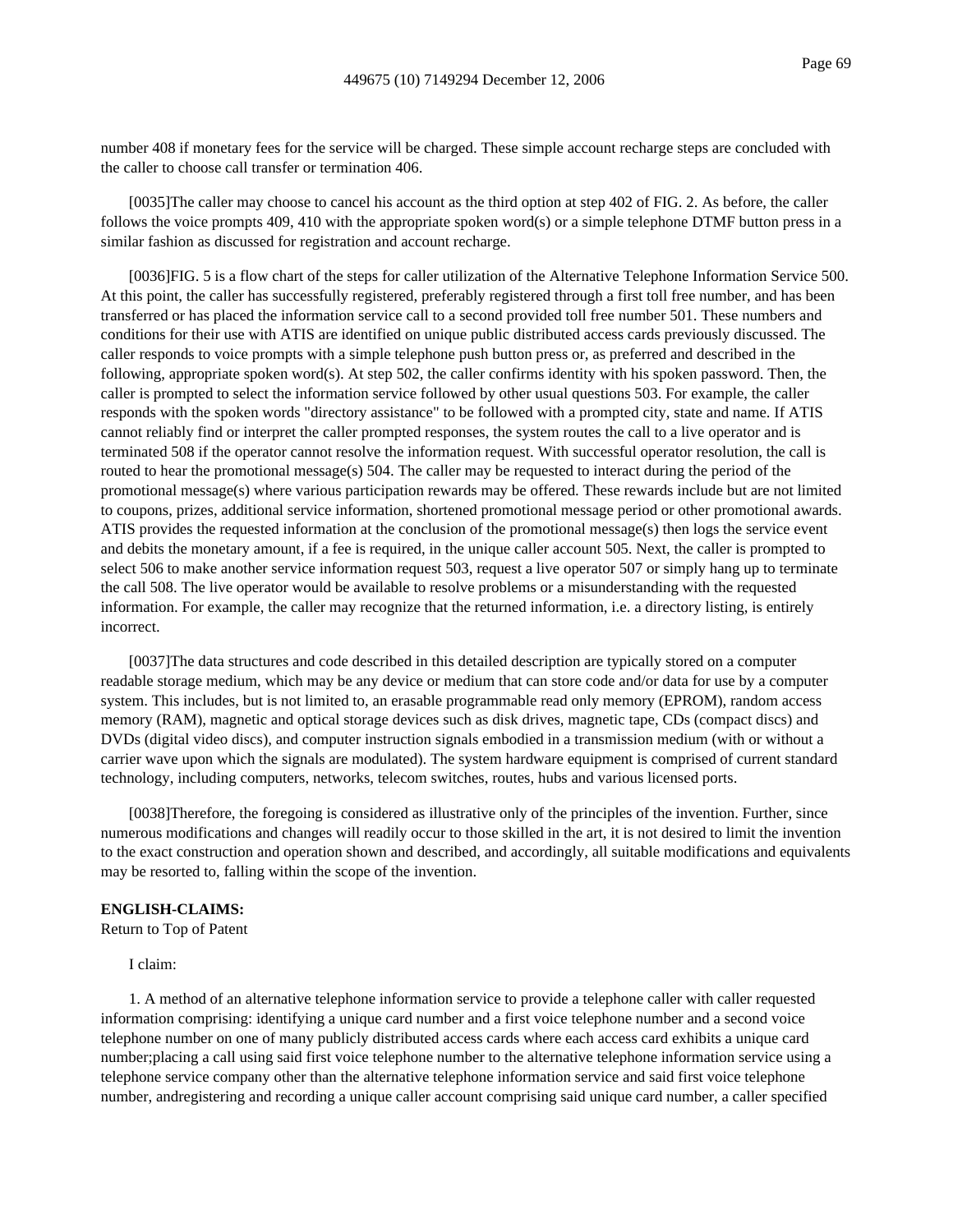number 408 if monetary fees for the service will be charged. These simple account recharge steps are concluded with the caller to choose call transfer or termination 406.

[0035]The caller may choose to cancel his account as the third option at step 402 of FIG. 2. As before, the caller follows the voice prompts 409, 410 with the appropriate spoken word(s) or a simple telephone DTMF button press in a similar fashion as discussed for registration and account recharge.

[0036]FIG. 5 is a flow chart of the steps for caller utilization of the Alternative Telephone Information Service 500. At this point, the caller has successfully registered, preferably registered through a first toll free number, and has been transferred or has placed the information service call to a second provided toll free number 501. These numbers and conditions for their use with ATIS are identified on unique public distributed access cards previously discussed. The caller responds to voice prompts with a simple telephone push button press or, as preferred and described in the following, appropriate spoken word(s). At step 502, the caller confirms identity with his spoken password. Then, the caller is prompted to select the information service followed by other usual questions 503. For example, the caller responds with the spoken words "directory assistance" to be followed with a prompted city, state and name. If ATIS cannot reliably find or interpret the caller prompted responses, the system routes the call to a live operator and is terminated 508 if the operator cannot resolve the information request. With successful operator resolution, the call is routed to hear the promotional message(s) 504. The caller may be requested to interact during the period of the promotional message(s) where various participation rewards may be offered. These rewards include but are not limited to coupons, prizes, additional service information, shortened promotional message period or other promotional awards. ATIS provides the requested information at the conclusion of the promotional message(s) then logs the service event and debits the monetary amount, if a fee is required, in the unique caller account 505. Next, the caller is prompted to select 506 to make another service information request 503, request a live operator 507 or simply hang up to terminate the call 508. The live operator would be available to resolve problems or a misunderstanding with the requested information. For example, the caller may recognize that the returned information, i.e. a directory listing, is entirely incorrect.

[0037]The data structures and code described in this detailed description are typically stored on a computer readable storage medium, which may be any device or medium that can store code and/or data for use by a computer system. This includes, but is not limited to, an erasable programmable read only memory (EPROM), random access memory (RAM), magnetic and optical storage devices such as disk drives, magnetic tape, CDs (compact discs) and DVDs (digital video discs), and computer instruction signals embodied in a transmission medium (with or without a carrier wave upon which the signals are modulated). The system hardware equipment is comprised of current standard technology, including computers, networks, telecom switches, routes, hubs and various licensed ports.

[0038]Therefore, the foregoing is considered as illustrative only of the principles of the invention. Further, since numerous modifications and changes will readily occur to those skilled in the art, it is not desired to limit the invention to the exact construction and operation shown and described, and accordingly, all suitable modifications and equivalents may be resorted to, falling within the scope of the invention.

**ENGLISH-CLAIMS:**

Return to Top of Patent

I claim:

1. A method of an alternative telephone information service to provide a telephone caller with caller requested information comprising: identifying a unique card number and a first voice telephone number and a second voice telephone number on one of many publicly distributed access cards where each access card exhibits a unique card number;placing a call using said first voice telephone number to the alternative telephone information service using a telephone service company other than the alternative telephone information service and said first voice telephone number, andregistering and recording a unique caller account comprising said unique card number, a caller specified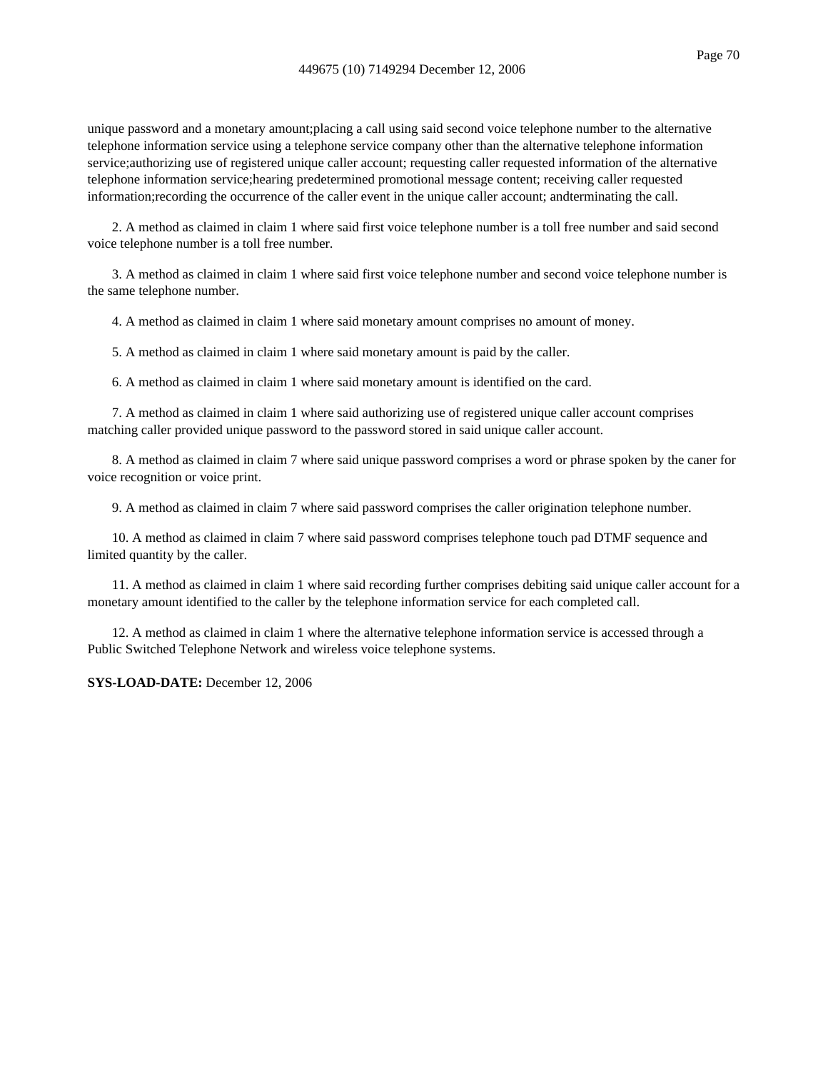unique password and a monetary amount;placing a call using said second voice telephone number to the alternative telephone information service using a telephone service company other than the alternative telephone information service;authorizing use of registered unique caller account; requesting caller requested information of the alternative telephone information service;hearing predetermined promotional message content; receiving caller requested information;recording the occurrence of the caller event in the unique caller account; andterminating the call.

2. A method as claimed in claim 1 where said first voice telephone number is a toll free number and said second voice telephone number is a toll free number.

3. A method as claimed in claim 1 where said first voice telephone number and second voice telephone number is the same telephone number.

4. A method as claimed in claim 1 where said monetary amount comprises no amount of money.

5. A method as claimed in claim 1 where said monetary amount is paid by the caller.

6. A method as claimed in claim 1 where said monetary amount is identified on the card.

7. A method as claimed in claim 1 where said authorizing use of registered unique caller account comprises matching caller provided unique password to the password stored in said unique caller account.

8. A method as claimed in claim 7 where said unique password comprises a word or phrase spoken by the caner for voice recognition or voice print.

9. A method as claimed in claim 7 where said password comprises the caller origination telephone number.

10. A method as claimed in claim 7 where said password comprises telephone touch pad DTMF sequence and limited quantity by the caller.

11. A method as claimed in claim 1 where said recording further comprises debiting said unique caller account for a monetary amount identified to the caller by the telephone information service for each completed call.

12. A method as claimed in claim 1 where the alternative telephone information service is accessed through a Public Switched Telephone Network and wireless voice telephone systems.

**SYS-LOAD-DATE:** December 12, 2006